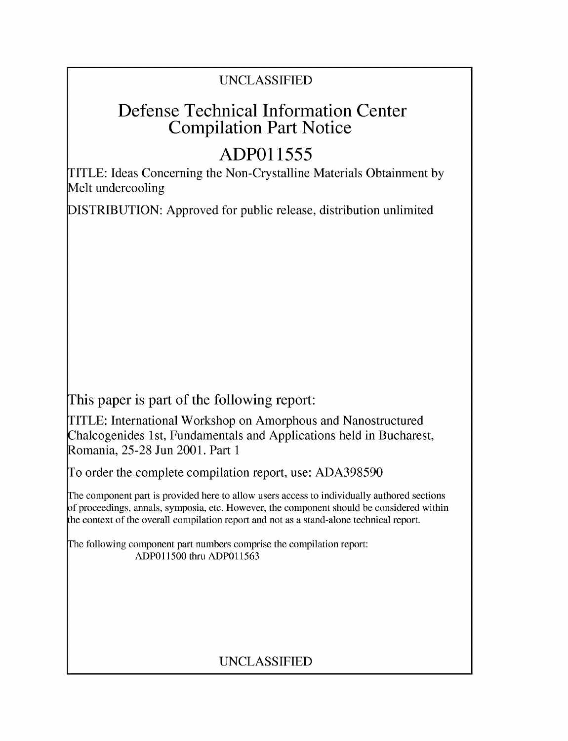UNCLASSIFIED

# Defense Technical Information Center Compilation Part Notice

## ADP011555

TITLE: Ideas Concerning the Non-Crystalline Materials Obtainment by Melt undercooling

DISTRIBUTION: Approved for public release, distribution unlimited

This paper is part of the following report:

TITLE: International Workshop on Amorphous and Nanostructured Chalcogenides 1st, Fundamentals and Applications held in Bucharest, Romania, 25-28 Jun 2001. Part 1

To order the complete compilation report, use: ADA398590

The component part is provided here to allow users access to individually authored sections of proceedings, annals, symposia, etc. However, the component should be considered within the context of the overall compilation report and not as a stand-alone technical report.

The following component part numbers comprise the compilation report:
ADP011500 thru ADP011563

UNCLASSIFIED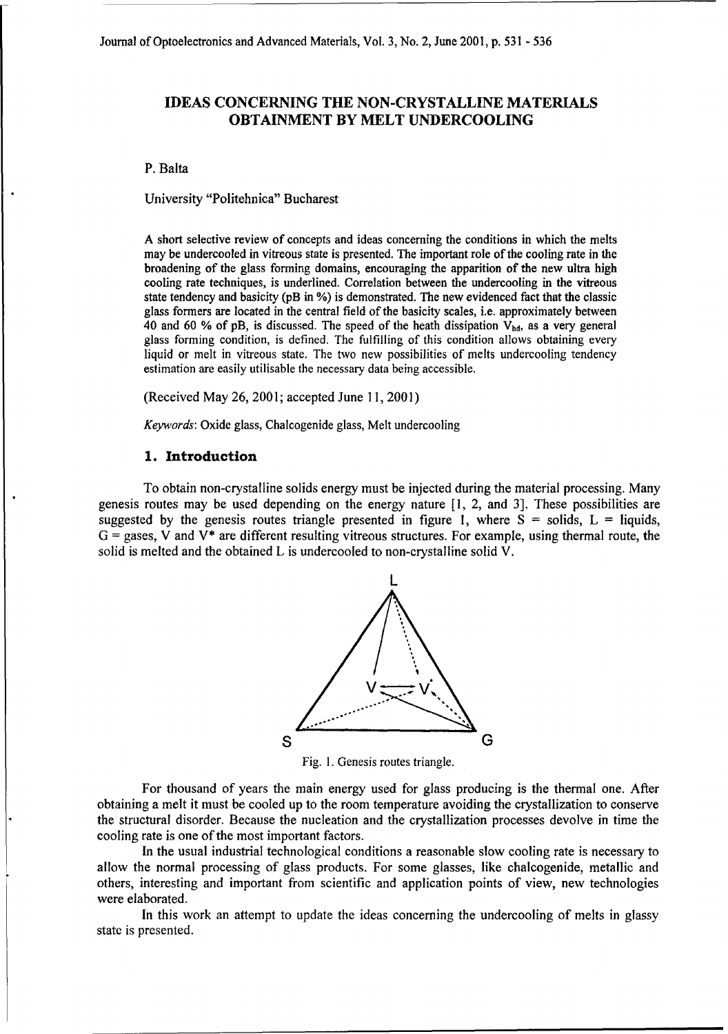# IDEAS CONCERNING THE NON-CRYSTALLINE MATERIALS OBTAINMENT BY MELT UNDERCOOLING

P. Balta

University "Politehnica" Bucharest

A short selective review of concepts and ideas concerning the conditions in which the melts may be undercooled in vitreous state is presented. The important role of the cooling rate in the broadening of the glass forming domains, encouraging the apparition of the new ultra high cooling rate techniques, is underlined. Correlation between the undercooling in the vitreous state tendency and basicity (pB in %) is demonstrated. The new evidenced fact that the classic glass formers are located in the central field of the basicity scales, i.e. approximately between 40 and 60 % of pB, is discussed. The speed of the heath dissipation $V_{hd}$, as a very general glass forming condition, is defined. The fulfilling of this condition allows obtaining every liquid or melt in vitreous state. The two new possibilities of melts undercooling tendency estimation are easily utilisable the necessary data being accessible.

(Received May 26, 2001; accepted June 11, 2001)

*Keywords*: Oxide glass, Chalcogenide glass, Melt undercooling

## 1. Introduction

To obtain non-crystalline solids energy must be injected during the material processing. Many genesis routes may be used depending on the energy nature [1, 2, and 3]. These possibilities are suggested by the genesis routes triangle presented in figure 1, where S = solids, L = liquids, G = gases, V and V* are different resulting vitreous structures. For example, using thermal route, the solid is melted and the obtained L is undercooled to non-crystalline solid V.

Fig. 1. Genesis routes triangle.

For thousand of years the main energy used for glass producing is the thermal one. After obtaining a melt it must be cooled up to the room temperature avoiding the crystallization to conserve the structural disorder. Because the nucleation and the crystallization processes devolve in time the cooling rate is one of the most important factors.

In the usual industrial technological conditions a reasonable slow cooling rate is necessary to allow the normal processing of glass products. For some glasses, like chalcogenide, metallic and others, interesting and important from scientific and application points of view, new technologies were elaborated.

In this work an attempt to update the ideas concerning the undercooling of melts in glassy state is presented.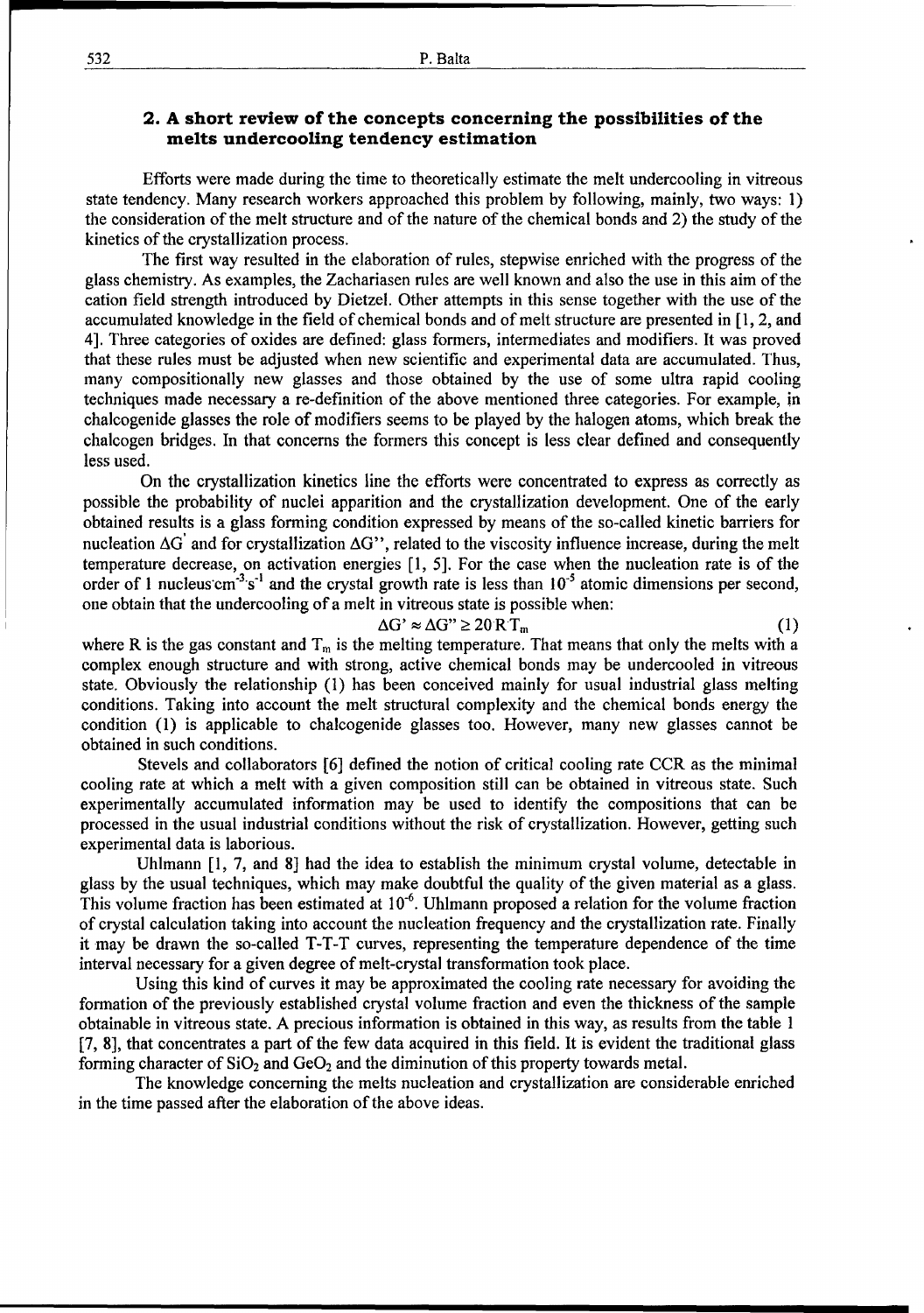## 2. A short review of the concepts concerning the possibilities of the melts undercooling tendency estimation

Efforts were made during the time to theoretically estimate the melt undercooling in vitreous state tendency. Many research workers approached this problem by following, mainly, two ways: 1) the consideration of the melt structure and of the nature of the chemical bonds and 2) the study of the kinetics of the crystallization process.

The first way resulted in the elaboration of rules, stepwise enriched with the progress of the glass chemistry. As examples, the Zachariasen rules are well known and also the use in this aim of the cation field strength introduced by Dietzel. Other attempts in this sense together with the use of the accumulated knowledge in the field of chemical bonds and of melt structure are presented in [1, 2, and 4]. Three categories of oxides are defined: glass formers, intermediates and modifiers. It was proved that these rules must be adjusted when new scientific and experimental data are accumulated. Thus, many compositionally new glasses and those obtained by the use of some ultra rapid cooling techniques made necessary a re-definition of the above mentioned three categories. For example, in chalcogenide glasses the role of modifiers seems to be played by the halogen atoms, which break the chalcogen bridges. In that concerns the formers this concept is less clear defined and consequently less used.

On the crystallization kinetics line the efforts were concentrated to express as correctly as possible the probability of nuclei apparition and the crystallization development. One of the early obtained results is a glass forming condition expressed by means of the so-called kinetic barriers for nucleation $\Delta G'$ and for crystallization $\Delta G''$, related to the viscosity influence increase, during the melt temperature decrease, on activation energies [1, 5]. For the case when the nucleation rate is of the order of 1 nucleus$\cdot$cm$^{-3}\cdot$s$^{-1}$ and the crystal growth rate is less than $10^{-5}$ atomic dimensions per second, one obtain that the undercooling of a melt in vitreous state is possible when:

$$\Delta G' \approx \Delta G'' \geq 20\,R\,T_m \qquad (1)$$

where R is the gas constant and $T_m$ is the melting temperature. That means that only the melts with a complex enough structure and with strong, active chemical bonds may be undercooled in vitreous state. Obviously the relationship (1) has been conceived mainly for usual industrial glass melting conditions. Taking into account the melt structural complexity and the chemical bonds energy the condition (1) is applicable to chalcogenide glasses too. However, many new glasses cannot be obtained in such conditions.

Stevels and collaborators [6] defined the notion of critical cooling rate CCR as the minimal cooling rate at which a melt with a given composition still can be obtained in vitreous state. Such experimentally accumulated information may be used to identify the compositions that can be processed in the usual industrial conditions without the risk of crystallization. However, getting such experimental data is laborious.

Uhlmann [1, 7, and 8] had the idea to establish the minimum crystal volume, detectable in glass by the usual techniques, which may make doubtful the quality of the given material as a glass. This volume fraction has been estimated at $10^{-6}$. Uhlmann proposed a relation for the volume fraction of crystal calculation taking into account the nucleation frequency and the crystallization rate. Finally it may be drawn the so-called T-T-T curves, representing the temperature dependence of the time interval necessary for a given degree of melt-crystal transformation took place.

Using this kind of curves it may be approximated the cooling rate necessary for avoiding the formation of the previously established crystal volume fraction and even the thickness of the sample obtainable in vitreous state. A precious information is obtained in this way, as results from the table 1 [7, 8], that concentrates a part of the few data acquired in this field. It is evident the traditional glass forming character of $SiO_2$ and $GeO_2$ and the diminution of this property towards metal.

The knowledge concerning the melts nucleation and crystallization are considerable enriched in the time passed after the elaboration of the above ideas.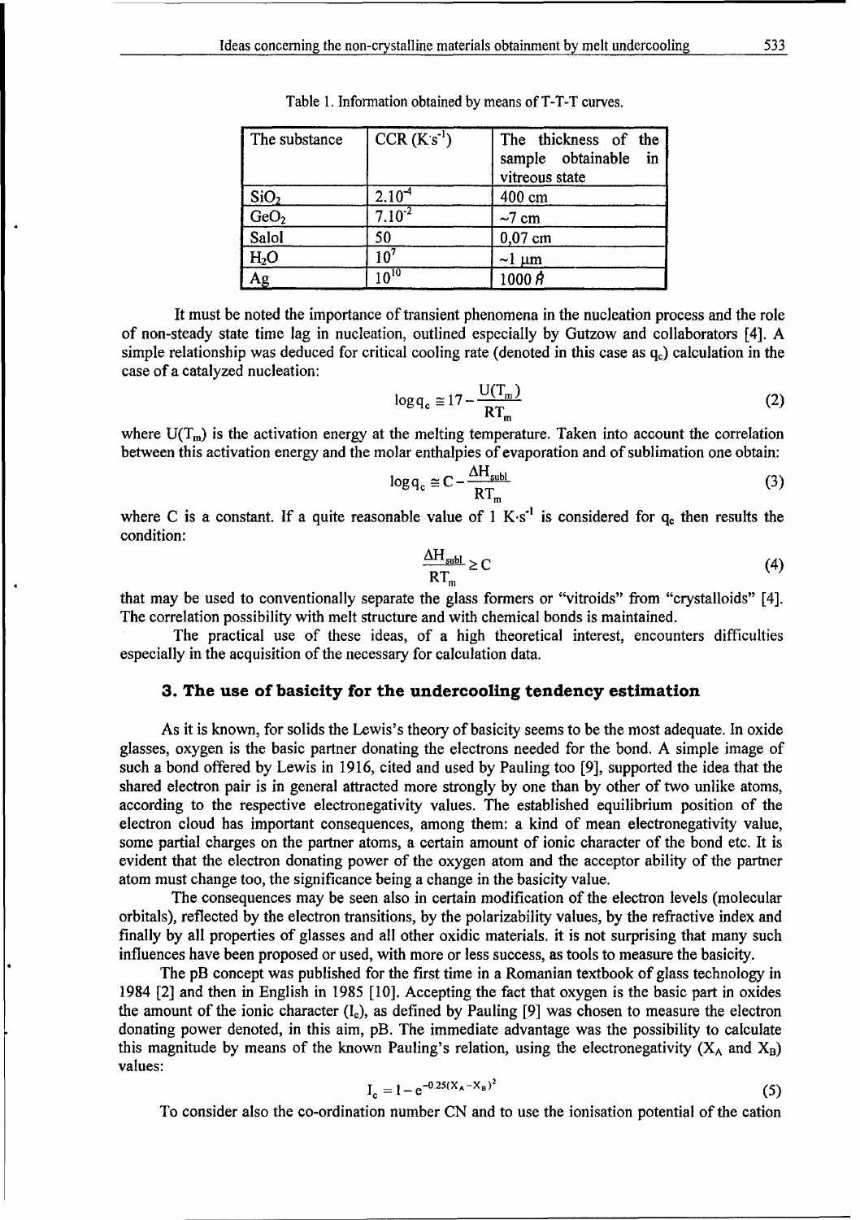Table 1. Information obtained by means of T-T-T curves.

| The substance | CCR ($K \cdot s^{-1}$) | The thickness of the sample obtainable in vitreous state |
|---|---|---|
| $SiO_2$ | $2.10^{-4}$ | 400 cm |
| $GeO_2$ | $7.10^{-2}$ | ~7 cm |
| Salol | 50 | 0,07 cm |
| $H_2O$ | $10^7$ | ~1 μm |
| Ag | $10^{10}$ | 1000 Å |

It must be noted the importance of transient phenomena in the nucleation process and the role of non-steady state time lag in nucleation, outlined especially by Gutzow and collaborators [4]. A simple relationship was deduced for critical cooling rate (denoted in this case as $q_c$) calculation in the case of a catalyzed nucleation:

$$\log q_c \cong 17 - \frac{U(T_m)}{RT_m} \tag{2}$$

where $U(T_m)$ is the activation energy at the melting temperature. Taken into account the correlation between this activation energy and the molar enthalpies of evaporation and of sublimation one obtain:

$$\log q_c \cong C - \frac{\Delta H_{subl}}{RT_m} \tag{3}$$

where C is a constant. If a quite reasonable value of 1 $K \cdot s^{-1}$ is considered for $q_c$ then results the condition:

$$\frac{\Delta H_{subl}}{RT_m} \geq C \tag{4}$$

that may be used to conventionally separate the glass formers or "vitroids" from "crystalloids" [4]. The correlation possibility with melt structure and with chemical bonds is maintained.

The practical use of these ideas, of a high theoretical interest, encounters difficulties especially in the acquisition of the necessary for calculation data.

## 3. The use of basicity for the undercooling tendency estimation

As it is known, for solids the Lewis's theory of basicity seems to be the most adequate. In oxide glasses, oxygen is the basic partner donating the electrons needed for the bond. A simple image of such a bond offered by Lewis in 1916, cited and used by Pauling too [9], supported the idea that the shared electron pair is in general attracted more strongly by one than by other of two unlike atoms, according to the respective electronegativity values. The established equilibrium position of the electron cloud has important consequences, among them: a kind of mean electronegativity value, some partial charges on the partner atoms, a certain amount of ionic character of the bond etc. It is evident that the electron donating power of the oxygen atom and the acceptor ability of the partner atom must change too, the significance being a change in the basicity value.

The consequences may be seen also in certain modification of the electron levels (molecular orbitals), reflected by the electron transitions, by the polarizability values, by the refractive index and finally by all properties of glasses and all other oxidic materials. it is not surprising that many such influences have been proposed or used, with more or less success, as tools to measure the basicity.

The pB concept was published for the first time in a Romanian textbook of glass technology in 1984 [2] and then in English in 1985 [10]. Accepting the fact that oxygen is the basic part in oxides the amount of the ionic character ($I_c$), as defined by Pauling [9] was chosen to measure the electron donating power denoted, in this aim, pB. The immediate advantage was the possibility to calculate this magnitude by means of the known Pauling's relation, using the electronegativity ($X_A$ and $X_B$) values:

$$I_c = 1 - e^{-0.25(X_A - X_B)^2} \tag{5}$$

To consider also the co-ordination number CN and to use the ionisation potential of the cation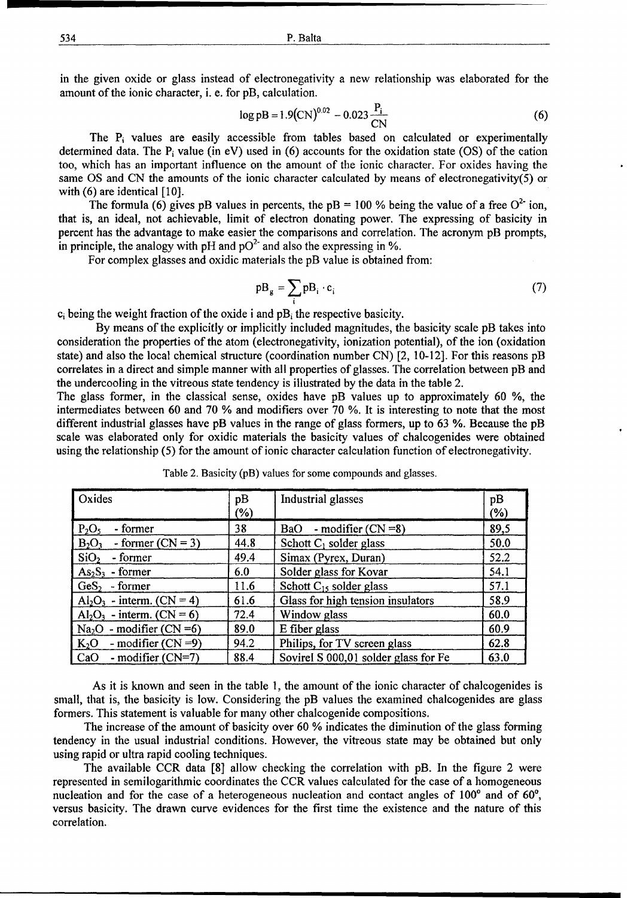in the given oxide or glass instead of electronegativity a new relationship was elaborated for the amount of the ionic character, i. e. for pB, calculation.

$$\log \text{pB} = 1.9(\text{CN})^{0.02} - 0.023\frac{P_i}{\text{CN}} \tag{6}$$

The $P_i$ values are easily accessible from tables based on calculated or experimentally determined data. The $P_i$ value (in eV) used in (6) accounts for the oxidation state (OS) of the cation too, which has an important influence on the amount of the ionic character. For oxides having the same OS and CN the amounts of the ionic character calculated by means of electronegativity(5) or with (6) are identical [10].

The formula (6) gives pB values in percents, the pB = 100 % being the value of a free $O^{2-}$ ion, that is, an ideal, not achievable, limit of electron donating power. The expressing of basicity in percent has the advantage to make easier the comparisons and correlation. The acronym pB prompts, in principle, the analogy with pH and $pO^{2-}$ and also the expressing in %.

For complex glasses and oxidic materials the pB value is obtained from:

$$\text{pB}_g = \sum_i \text{pB}_i \cdot c_i \tag{7}$$

$c_i$ being the weight fraction of the oxide i and $\text{pB}_i$ the respective basicity.

By means of the explicitly or implicitly included magnitudes, the basicity scale pB takes into consideration the properties of the atom (electronegativity, ionization potential), of the ion (oxidation state) and also the local chemical structure (coordination number CN) [2, 10-12]. For this reasons pB correlates in a direct and simple manner with all properties of glasses. The correlation between pB and the undercooling in the vitreous state tendency is illustrated by the data in the table 2.

The glass former, in the classical sense, oxides have pB values up to approximately 60 %, the intermediates between 60 and 70 % and modifiers over 70 %. It is interesting to note that the most different industrial glasses have pB values in the range of glass formers, up to 63 %. Because the pB scale was elaborated only for oxidic materials the basicity values of chalcogenides were obtained using the relationship (5) for the amount of ionic character calculation function of electronegativity.

Table 2. Basicity (pB) values for some compounds and glasses.

| Oxides | pB (%) | Industrial glasses | pB (%) |
|---|---|---|---|
| $P_2O_5$ - former | 38 | BaO - modifier (CN =8) | 89,5 |
| $B_2O_3$ - former (CN = 3) | 44.8 | Schott $C_1$ solder glass | 50.0 |
| $SiO_2$ - former | 49.4 | Simax (Pyrex, Duran) | 52.2 |
| $As_2S_3$ - former | 6.0 | Solder glass for Kovar | 54.1 |
| $GeS_2$ - former | 11.6 | Schott $C_{15}$ solder glass | 57.1 |
| $Al_2O_3$ - interm. (CN = 4) | 61.6 | Glass for high tension insulators | 58.9 |
| $Al_2O_3$ - interm. (CN = 6) | 72.4 | Window glass | 60.0 |
| $Na_2O$ - modifier (CN =6) | 89.0 | E fiber glass | 60.9 |
| $K_2O$ - modifier (CN =9) | 94.2 | Philips, for TV screen glass | 62.8 |
| CaO - modifier (CN=7) | 88.4 | Sovirel S 000,01 solder glass for Fe | 63.0 |

As it is known and seen in the table 1, the amount of the ionic character of chalcogenides is small, that is, the basicity is low. Considering the pB values the examined chalcogenides are glass formers. This statement is valuable for many other chalcogenide compositions.

The increase of the amount of basicity over 60 % indicates the diminution of the glass forming tendency in the usual industrial conditions. However, the vitreous state may be obtained but only using rapid or ultra rapid cooling techniques.

The available CCR data [8] allow checking the correlation with pB. In the figure 2 were represented in semilogarithmic coordinates the CCR values calculated for the case of a homogeneous nucleation and for the case of a heterogeneous nucleation and contact angles of 100° and of 60°, versus basicity. The drawn curve evidences for the first time the existence and the nature of this correlation.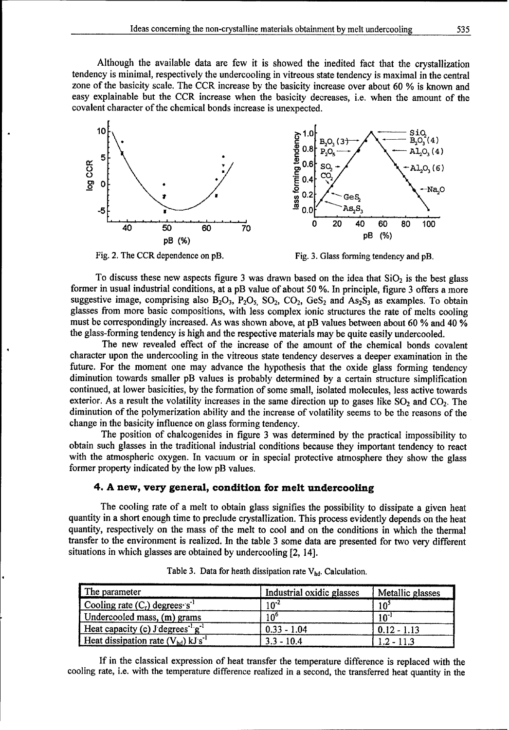Although the available data are few it is showed the inedited fact that the crystallization tendency is minimal, respectively the undercooling in vitreous state tendency is maximal in the central zone of the basicity scale. The CCR increase by the basicity increase over about 60 % is known and easy explainable but the CCR increase when the basicity decreases, i.e. when the amount of the covalent character of the chemical bonds increase is unexpected.

Fig. 2. The CCR dependence on pB.

Fig. 3. Glass forming tendency and pB.

To discuss these new aspects figure 3 was drawn based on the idea that $SiO_2$ is the best glass former in usual industrial conditions, at a pB value of about 50 %. In principle, figure 3 offers a more suggestive image, comprising also $B_2O_3$, $P_2O_5$, $SO_2$, $CO_2$, $GeS_2$ and $As_2S_3$ as examples. To obtain glasses from more basic compositions, with less complex ionic structures the rate of melts cooling must be correspondingly increased. As was shown above, at pB values between about 60 % and 40 % the glass-forming tendency is high and the respective materials may be quite easily undercooled.

The new revealed effect of the increase of the amount of the chemical bonds covalent character upon the undercooling in the vitreous state tendency deserves a deeper examination in the future. For the moment one may advance the hypothesis that the oxide glass forming tendency diminution towards smaller pB values is probably determined by a certain structure simplification continued, at lower basicities, by the formation of some small, isolated molecules, less active towards exterior. As a result the volatility increases in the same direction up to gases like $SO_2$ and $CO_2$. The diminution of the polymerization ability and the increase of volatility seems to be the reasons of the change in the basicity influence on glass forming tendency.

The position of chalcogenides in figure 3 was determined by the practical impossibility to obtain such glasses in the traditional industrial conditions because they important tendency to react with the atmospheric oxygen. In vacuum or in special protective atmosphere they show the glass former property indicated by the low pB values.

## 4. A new, very general, condition for melt undercooling

The cooling rate of a melt to obtain glass signifies the possibility to dissipate a given heat quantity in a short enough time to preclude crystallization. This process evidently depends on the heat quantity, respectively on the mass of the melt to cool and on the conditions in which the thermal transfer to the environment is realized. In the table 3 some data are presented for two very different situations in which glasses are obtained by undercooling [2, 14].

Table 3. Data for heath dissipation rate $V_{hd}$. Calculation.

| The parameter | Industrial oxidic glasses | Metallic glasses |
|---|---|---|
| Cooling rate ($C_r$) degrees·s$^{-1}$ | $10^{-2}$ | $10^{5}$ |
| Undercooled mass, (m) grams | $10^{6}$ | $10^{-1}$ |
| Heat capacity (c) J·degrees$^{-1}$·g$^{-1}$ | 0.33 - 1.04 | 0.12 - 1.13 |
| Heat dissipation rate ($V_{hd}$) kJ·s$^{-1}$ | 3.3 - 10.4 | 1.2 - 11.3 |

If in the classical expression of heat transfer the temperature difference is replaced with the cooling rate, i.e. with the temperature difference realized in a second, the transferred heat quantity in the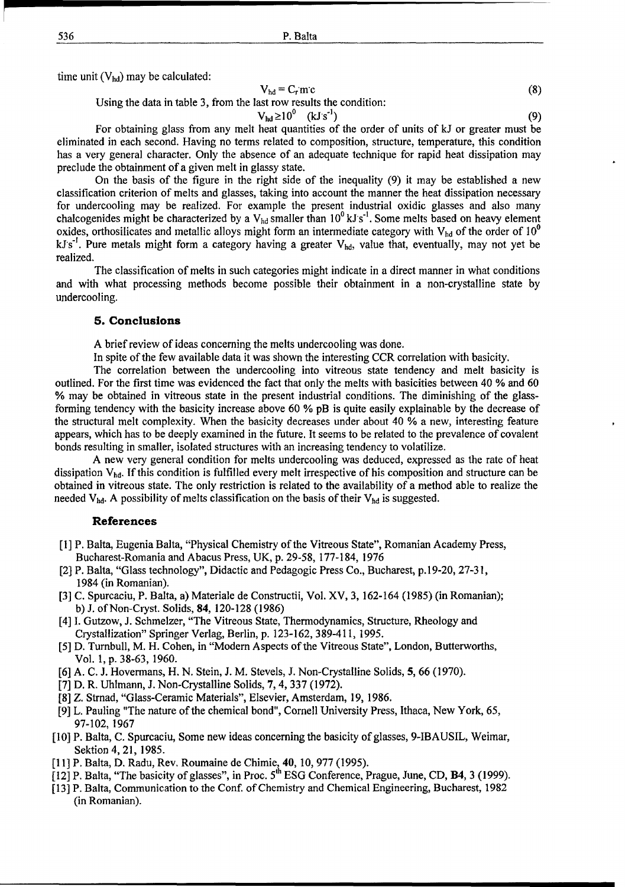time unit ($V_{hd}$) may be calculated:

$$V_{hd} = C_r \cdot m \cdot c \tag{8}$$

Using the data in table 3, from the last row results the condition:

$$V_{hd} \geq 10^0 \quad (kJ \cdot s^{-1}) \tag{9}$$

For obtaining glass from any melt heat quantities of the order of units of kJ or greater must be eliminated in each second. Having no terms related to composition, structure, temperature, this condition has a very general character. Only the absence of an adequate technique for rapid heat dissipation may preclude the obtainment of a given melt in glassy state.

On the basis of the figure in the right side of the inequality (9) it may be established a new classification criterion of melts and glasses, taking into account the manner the heat dissipation necessary for undercooling may be realized. For example the present industrial oxidic glasses and also many chalcogenides might be characterized by a $V_{hd}$ smaller than $10^0$ $kJ \cdot s^{-1}$. Some melts based on heavy element oxides, orthosilicates and metallic alloys might form an intermediate category with $V_{hd}$ of the order of $10^0$ $kJ \cdot s^{-1}$. Pure metals might form a category having a greater $V_{hd}$, value that, eventually, may not yet be realized.

The classification of melts in such categories might indicate in a direct manner in what conditions and with what processing methods become possible their obtainment in a non-crystalline state by undercooling.

## 5. Conclusions

A brief review of ideas concerning the melts undercooling was done.

In spite of the few available data it was shown the interesting CCR correlation with basicity.

The correlation between the undercooling into vitreous state tendency and melt basicity is outlined. For the first time was evidenced the fact that only the melts with basicities between 40 % and 60 % may be obtained in vitreous state in the present industrial conditions. The diminishing of the glass-forming tendency with the basicity increase above 60 % pB is quite easily explainable by the decrease of the structural melt complexity. When the basicity decreases under about 40 % a new, interesting feature appears, which has to be deeply examined in the future. It seems to be related to the prevalence of covalent bonds resulting in smaller, isolated structures with an increasing tendency to volatilize.

A new very general condition for melts undercooling was deduced, expressed as the rate of heat dissipation $V_{hd}$. If this condition is fulfilled every melt irrespective of his composition and structure can be obtained in vitreous state. The only restriction is related to the availability of a method able to realize the needed $V_{hd}$. A possibility of melts classification on the basis of their $V_{hd}$ is suggested.

## References

[1] P. Balta, Eugenia Balta, "Physical Chemistry of the Vitreous State", Romanian Academy Press, Bucharest-Romania and Abacus Press, UK, p. 29-58, 177-184, 1976

[2] P. Balta, "Glass technology", Didactic and Pedagogic Press Co., Bucharest, p.19-20, 27-31, 1984 (in Romanian).

[3] C. Spurcaciu, P. Balta, a) Materiale de Constructii, Vol. XV, 3, 162-164 (1985) (in Romanian); b) J. of Non-Cryst. Solids, **84**, 120-128 (1986)

[4] I. Gutzow, J. Schmelzer, "The Vitreous State, Thermodynamics, Structure, Rheology and Crystallization" Springer Verlag, Berlin, p. 123-162, 389-411, 1995.

[5] D. Turnbull, M. H. Cohen, in "Modern Aspects of the Vitreous State", London, Butterworths, Vol. 1, p. 38-63, 1960.

[6] A. C. J. Hovermans, H. N. Stein, J. M. Stevels, J. Non-Crystalline Solids, **5**, 66 (1970).

[7] D. R. Uhlmann, J. Non-Crystalline Solids, **7**, 4, 337 (1972).

[8] Z. Strnad, "Glass-Ceramic Materials", Elsevier, Amsterdam, 19, 1986.

[9] L. Pauling "The nature of the chemical bond", Cornell University Press, Ithaca, New York, 65, 97-102, 1967

[10] P. Balta, C. Spurcaciu, Some new ideas concerning the basicity of glasses, 9-IBAUSIL, Weimar, Sektion 4, 21, 1985.

[11] P. Balta, D. Radu, Rev. Roumaine de Chimie, **40**, 10, 977 (1995).

[12] P. Balta, "The basicity of glasses", in Proc. 5th ESG Conference, Prague, June, CD, **B4**, 3 (1999).

[13] P. Balta, Communication to the Conf. of Chemistry and Chemical Engineering, Bucharest, 1982 (in Romanian).